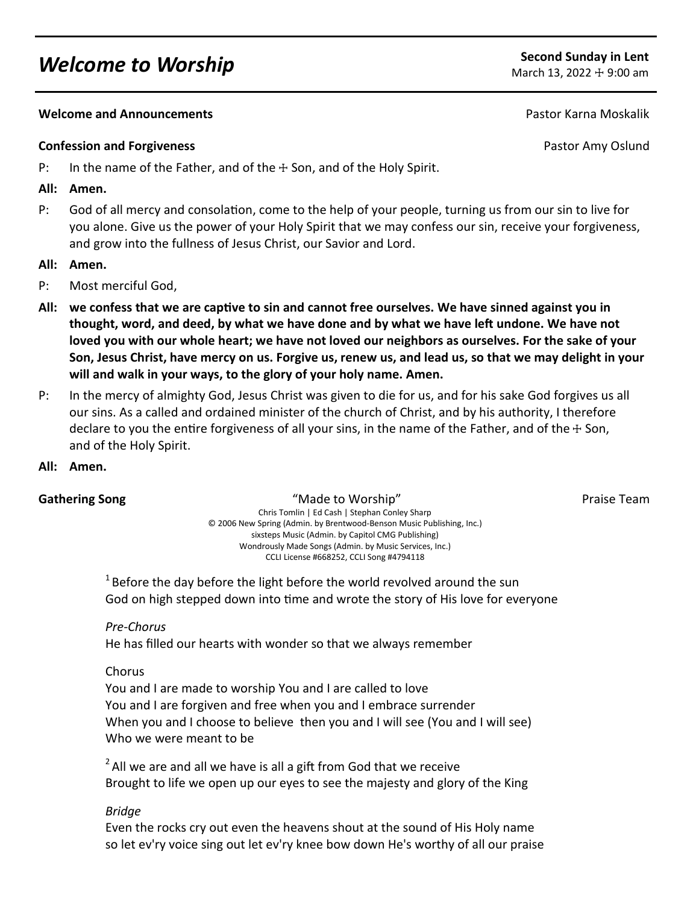# *Welcome to Worship*

**Second Sunday in Lent**
March 13, 2022 ☩ 9:00 am

**Welcome and Announcements** Pastor Karna Moskalik

**Confession and Forgiveness** Pastor Amy Oslund

P: In the name of the Father, and of the ☩ Son, and of the Holy Spirit.

**All: Amen.**

P: God of all mercy and consolation, come to the help of your people, turning us from our sin to live for you alone. Give us the power of your Holy Spirit that we may confess our sin, receive your forgiveness, and grow into the fullness of Jesus Christ, our Savior and Lord.

**All: Amen.**

P: Most merciful God,

**All: we confess that we are captive to sin and cannot free ourselves. We have sinned against you in thought, word, and deed, by what we have done and by what we have left undone. We have not loved you with our whole heart; we have not loved our neighbors as ourselves. For the sake of your Son, Jesus Christ, have mercy on us. Forgive us, renew us, and lead us, so that we may delight in your will and walk in your ways, to the glory of your holy name. Amen.**

P: In the mercy of almighty God, Jesus Christ was given to die for us, and for his sake God forgives us all our sins. As a called and ordained minister of the church of Christ, and by his authority, I therefore declare to you the entire forgiveness of all your sins, in the name of the Father, and of the ☩ Son, and of the Holy Spirit.

**All: Amen.**

**Gathering Song** "Made to Worship" Praise Team

Chris Tomlin | Ed Cash | Stephan Conley Sharp
© 2006 New Spring (Admin. by Brentwood-Benson Music Publishing, Inc.)
sixsteps Music (Admin. by Capitol CMG Publishing)
Wondrously Made Songs (Admin. by Music Services, Inc.)
CCLI License #668252, CCLI Song #4794118

[1] Before the day before the light before the world revolved around the sun
God on high stepped down into time and wrote the story of His love for everyone

*Pre-Chorus*
He has filled our hearts with wonder so that we always remember

Chorus
You and I are made to worship You and I are called to love
You and I are forgiven and free when you and I embrace surrender
When you and I choose to believe then you and I will see (You and I will see)
Who we were meant to be

[2] All we are and all we have is all a gift from God that we receive
Brought to life we open up our eyes to see the majesty and glory of the King

*Bridge*
Even the rocks cry out even the heavens shout at the sound of His Holy name
so let ev'ry voice sing out let ev'ry knee bow down He's worthy of all our praise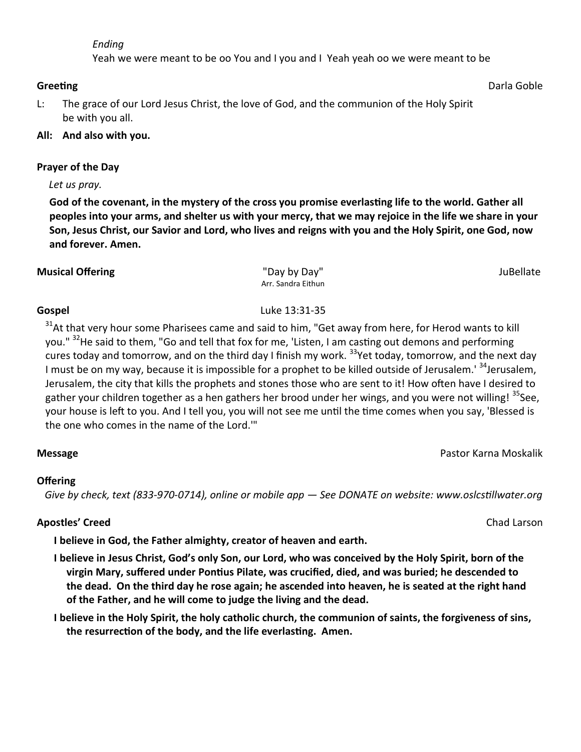*Ending*

Yeah we were meant to be oo You and I you and I  Yeah yeah oo we were meant to be

**Greeting** Darla Goble

L: The grace of our Lord Jesus Christ, the love of God, and the communion of the Holy Spirit be with you all.

**All: And also with you.**

**Prayer of the Day**

*Let us pray.*

**God of the covenant, in the mystery of the cross you promise everlasting life to the world. Gather all peoples into your arms, and shelter us with your mercy, that we may rejoice in the life we share in your Son, Jesus Christ, our Savior and Lord, who lives and reigns with you and the Holy Spirit, one God, now and forever. Amen.**

**Musical Offering** "Day by Day" Arr. Sandra Eithun JuBellate

**Gospel** Luke 13:31-35

[31]At that very hour some Pharisees came and said to him, "Get away from here, for Herod wants to kill you." [32]He said to them, "Go and tell that fox for me, 'Listen, I am casting out demons and performing cures today and tomorrow, and on the third day I finish my work. [33]Yet today, tomorrow, and the next day I must be on my way, because it is impossible for a prophet to be killed outside of Jerusalem.' [34]Jerusalem, Jerusalem, the city that kills the prophets and stones those who are sent to it! How often have I desired to gather your children together as a hen gathers her brood under her wings, and you were not willing! [35]See, your house is left to you. And I tell you, you will not see me until the time comes when you say, 'Blessed is the one who comes in the name of the Lord.'"

**Message** Pastor Karna Moskalik

**Offering**

*Give by check, text (833-970-0714), online or mobile app — See DONATE on website: www.oslcstillwater.org*

**Apostles' Creed** Chad Larson

**I believe in God, the Father almighty, creator of heaven and earth.**

**I believe in Jesus Christ, God's only Son, our Lord, who was conceived by the Holy Spirit, born of the virgin Mary, suffered under Pontius Pilate, was crucified, died, and was buried; he descended to the dead. On the third day he rose again; he ascended into heaven, he is seated at the right hand of the Father, and he will come to judge the living and the dead.**

**I believe in the Holy Spirit, the holy catholic church, the communion of saints, the forgiveness of sins, the resurrection of the body, and the life everlasting. Amen.**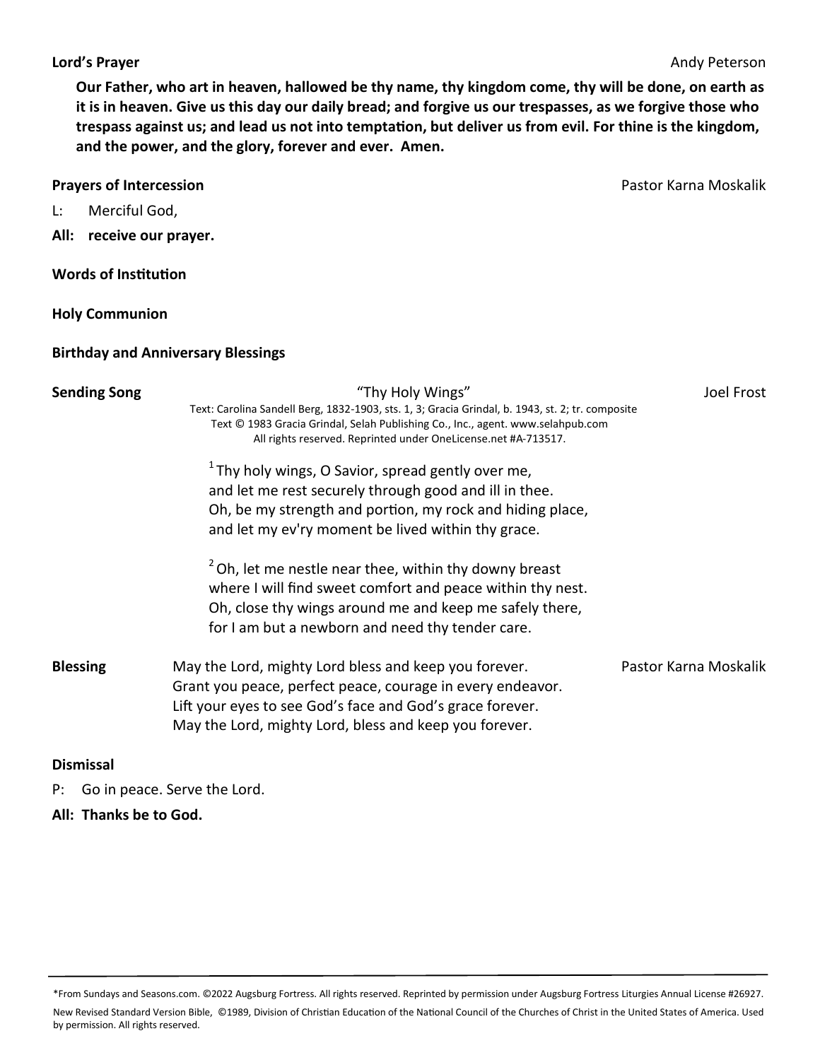**Lord's Prayer** Andy Peterson

**Our Father, who art in heaven, hallowed be thy name, thy kingdom come, thy will be done, on earth as it is in heaven. Give us this day our daily bread; and forgive us our trespasses, as we forgive those who trespass against us; and lead us not into temptation, but deliver us from evil. For thine is the kingdom, and the power, and the glory, forever and ever. Amen.**

**Prayers of Intercession** Pastor Karna Moskalik

L: Merciful God,

**All: receive our prayer.**

**Words of Institution**

**Holy Communion**

**Birthday and Anniversary Blessings**

**Sending Song** "Thy Holy Wings" Joel Frost

Text: Carolina Sandell Berg, 1832-1903, sts. 1, 3; Gracia Grindal, b. 1943, st. 2; tr. composite
Text © 1983 Gracia Grindal, Selah Publishing Co., Inc., agent. www.selahpub.com
All rights reserved. Reprinted under OneLicense.net #A-713517.

[1] Thy holy wings, O Savior, spread gently over me,
and let me rest securely through good and ill in thee.
Oh, be my strength and portion, my rock and hiding place,
and let my ev'ry moment be lived within thy grace.

[2] Oh, let me nestle near thee, within thy downy breast
where I will find sweet comfort and peace within thy nest.
Oh, close thy wings around me and keep me safely there,
for I am but a newborn and need thy tender care.

**Blessing** Pastor Karna Moskalik

May the Lord, mighty Lord bless and keep you forever.
Grant you peace, perfect peace, courage in every endeavor.
Lift your eyes to see God's face and God's grace forever.
May the Lord, mighty Lord, bless and keep you forever.

**Dismissal**

P: Go in peace. Serve the Lord.

**All: Thanks be to God.**

---

*From Sundays and Seasons.com. ©2022 Augsburg Fortress. All rights reserved. Reprinted by permission under Augsburg Fortress Liturgies Annual License #26927.

New Revised Standard Version Bible, ©1989, Division of Christian Education of the National Council of the Churches of Christ in the United States of America. Used by permission. All rights reserved.